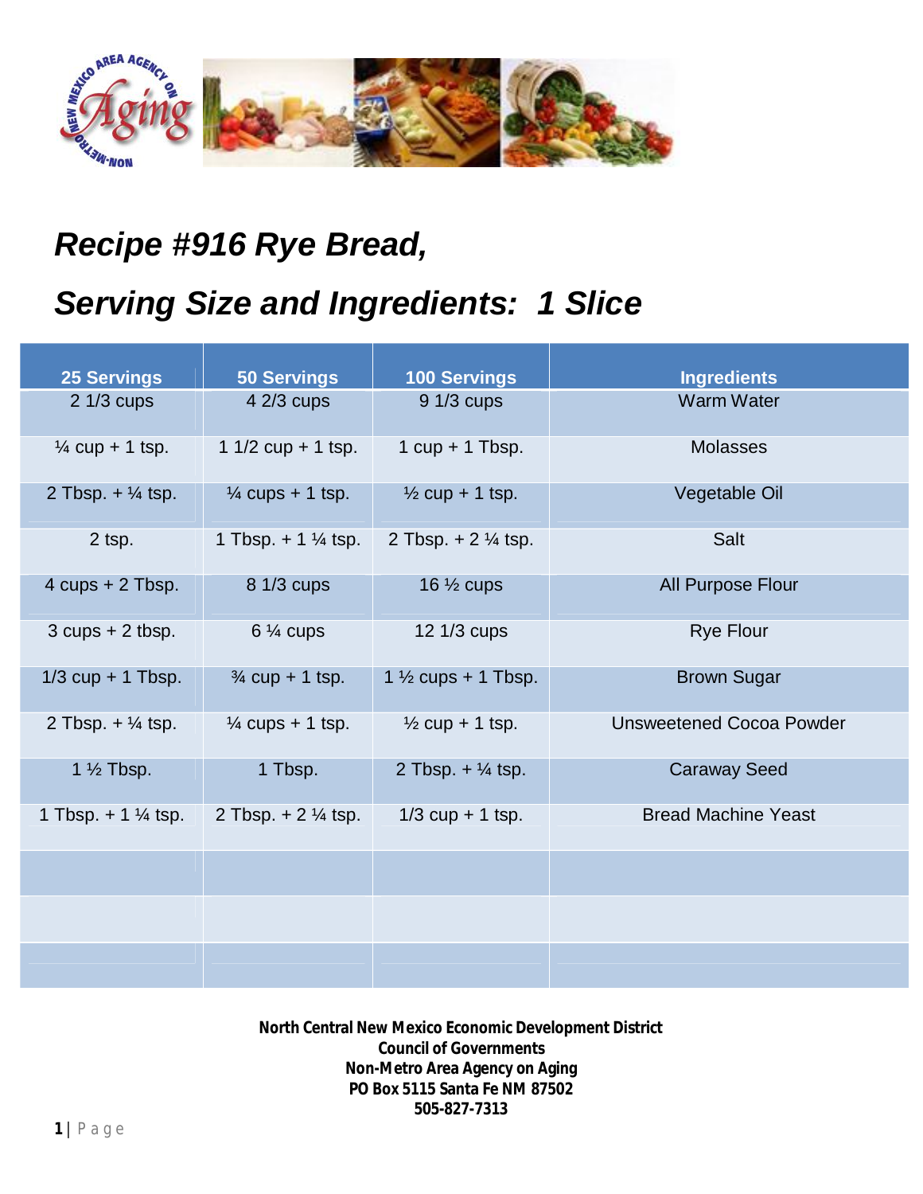# *Recipe #916 Rye Bread,*

# *Serving Size and Ingredients: 1 Slice*

| 25 Servings | 50 Servings | 100 Servings | Ingredients |
|---|---|---|---|
| 2 1/3 cups | 4 2/3 cups | 9 1/3 cups | Warm Water |
| ¼ cup + 1 tsp. | 1 1/2 cup + 1 tsp. | 1 cup + 1 Tbsp. | Molasses |
| 2 Tbsp. + ¼ tsp. | ¼ cups + 1 tsp. | ½ cup + 1 tsp. | Vegetable Oil |
| 2 tsp. | 1 Tbsp. + 1 ¼ tsp. | 2 Tbsp. + 2 ¼ tsp. | Salt |
| 4 cups + 2 Tbsp. | 8 1/3 cups | 16 ½ cups | All Purpose Flour |
| 3 cups + 2 tbsp. | 6 ¼ cups | 12 1/3 cups | Rye Flour |
| 1/3 cup + 1 Tbsp. | ¾ cup + 1 tsp. | 1 ½ cups + 1 Tbsp. | Brown Sugar |
| 2 Tbsp. + ¼ tsp. | ¼ cups + 1 tsp. | ½ cup + 1 tsp. | Unsweetened Cocoa Powder |
| 1 ½ Tbsp. | 1 Tbsp. | 2 Tbsp. + ¼ tsp. | Caraway Seed |
| 1 Tbsp. + 1 ¼ tsp. | 2 Tbsp. + 2 ¼ tsp. | 1/3 cup + 1 tsp. | Bread Machine Yeast |
| | | | |
| | | | |
| | | | |

**North Central New Mexico Economic Development District**
**Council of Governments**
**Non-Metro Area Agency on Aging**
**PO Box 5115 Santa Fe NM 87502**
**505-827-7313**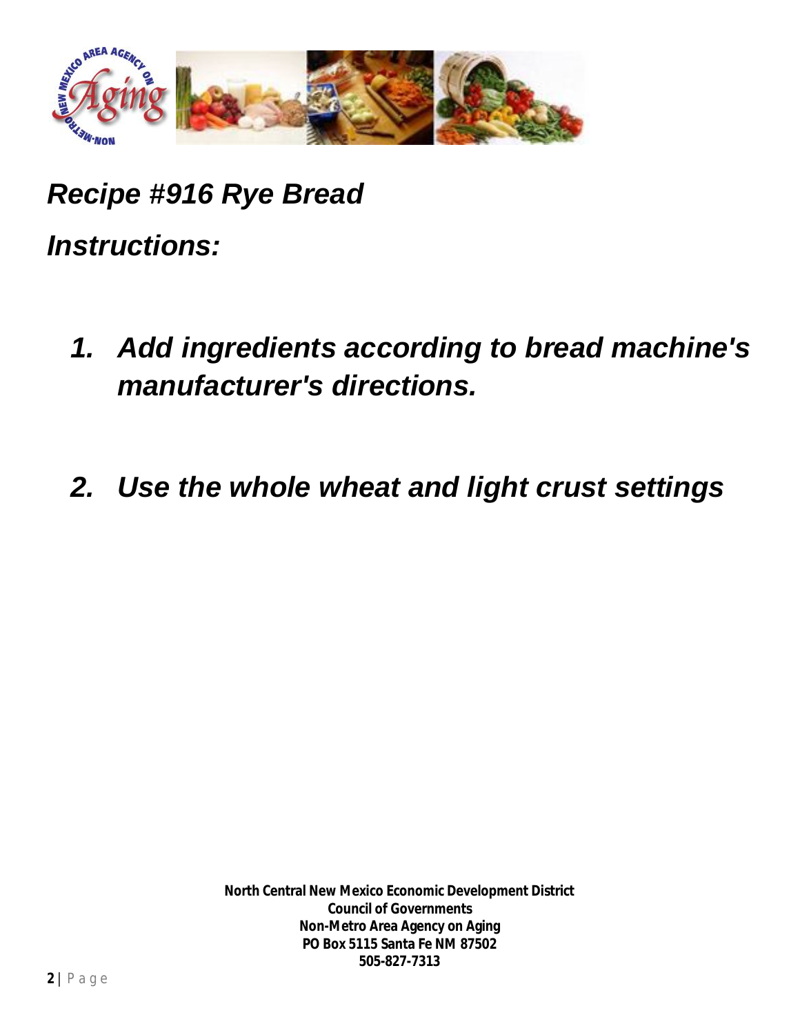# *Recipe #916 Rye Bread*

## *Instructions:*

1. ***Add ingredients according to bread machine's manufacturer's directions.***

2. ***Use the whole wheat and light crust settings***

**North Central New Mexico Economic Development District**
**Council of Governments**
**Non-Metro Area Agency on Aging**
**PO Box 5115 Santa Fe NM 87502**
**505-827-7313**